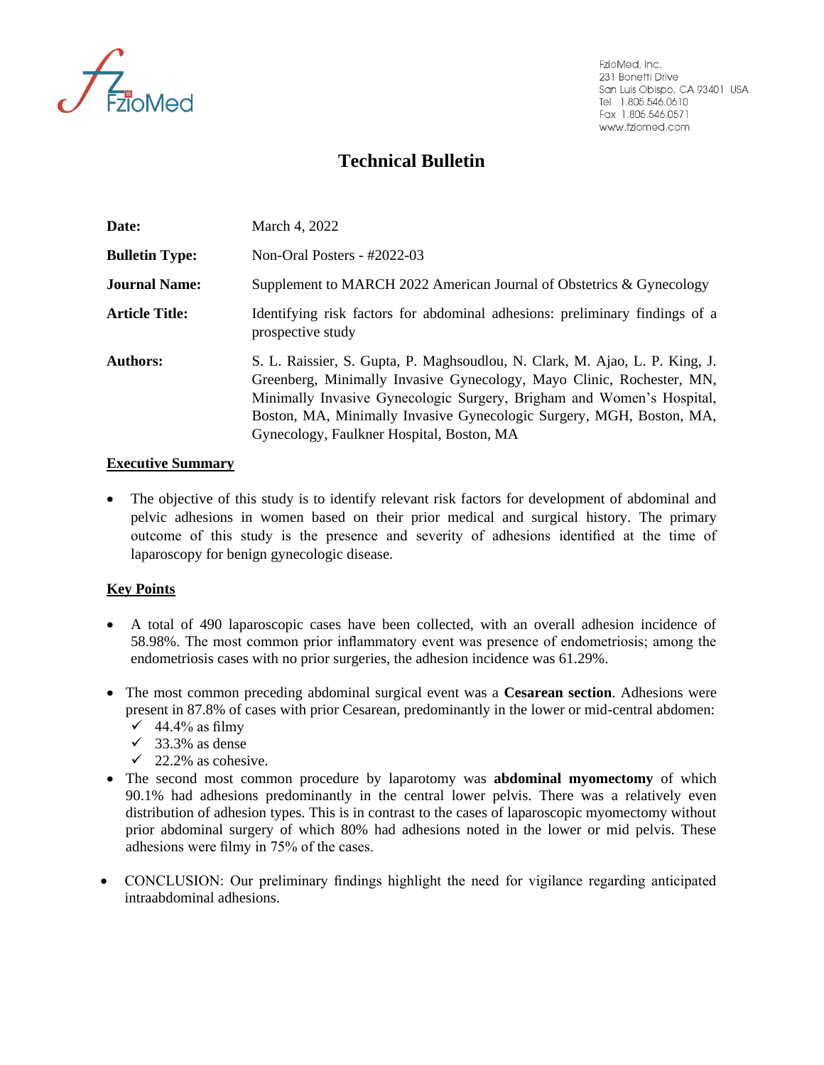FzioMed, Inc.
231 Bonetti Drive
San Luis Obispo, CA 93401 USA
Tel 1.805.546.0610
Fax 1.805.546.0571
www.fziomed.com

# Technical Bulletin

| | |
|---|---|
| **Date:** | March 4, 2022 |
| **Bulletin Type:** | Non-Oral Posters - #2022-03 |
| **Journal Name:** | Supplement to MARCH 2022 American Journal of Obstetrics & Gynecology |
| **Article Title:** | Identifying risk factors for abdominal adhesions: preliminary findings of a prospective study |
| **Authors:** | S. L. Raissier, S. Gupta, P. Maghsoudlou, N. Clark, M. Ajao, L. P. King, J. Greenberg, Minimally Invasive Gynecology, Mayo Clinic, Rochester, MN, Minimally Invasive Gynecologic Surgery, Brigham and Women's Hospital, Boston, MA, Minimally Invasive Gynecologic Surgery, MGH, Boston, MA, Gynecology, Faulkner Hospital, Boston, MA |

## Executive Summary

- The objective of this study is to identify relevant risk factors for development of abdominal and pelvic adhesions in women based on their prior medical and surgical history. The primary outcome of this study is the presence and severity of adhesions identified at the time of laparoscopy for benign gynecologic disease.

## Key Points

- A total of 490 laparoscopic cases have been collected, with an overall adhesion incidence of 58.98%. The most common prior inflammatory event was presence of endometriosis; among the endometriosis cases with no prior surgeries, the adhesion incidence was 61.29%.

- The most common preceding abdominal surgical event was a **Cesarean section**. Adhesions were present in 87.8% of cases with prior Cesarean, predominantly in the lower or mid-central abdomen:
  - ✓ 44.4% as filmy
  - ✓ 33.3% as dense
  - ✓ 22.2% as cohesive.
- The second most common procedure by laparotomy was **abdominal myomectomy** of which 90.1% had adhesions predominantly in the central lower pelvis. There was a relatively even distribution of adhesion types. This is in contrast to the cases of laparoscopic myomectomy without prior abdominal surgery of which 80% had adhesions noted in the lower or mid pelvis. These adhesions were filmy in 75% of the cases.

- CONCLUSION: Our preliminary findings highlight the need for vigilance regarding anticipated intraabdominal adhesions.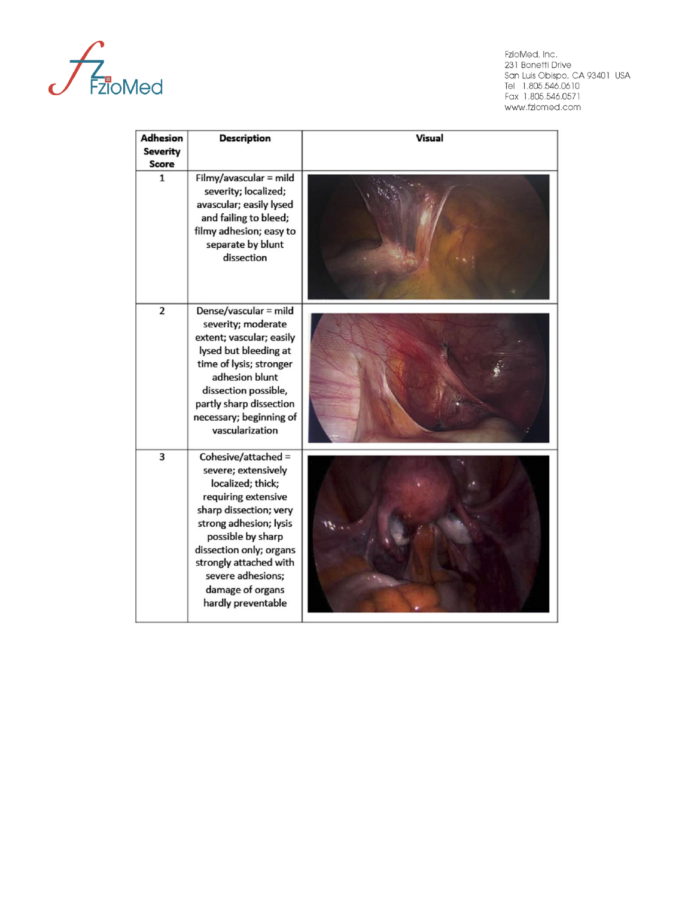FzioMed, Inc.
231 Bonetti Drive
San Luis Obispo, CA 93401 USA
Tel 1.805.546.0610
Fax 1.805.546.0571
www.fziomed.com

| Adhesion Severity Score | Description | Visual |
|---|---|---|
| 1 | Filmy/avascular = mild severity; localized; avascular; easily lysed and failing to bleed; filmy adhesion; easy to separate by blunt dissection | |
| 2 | Dense/vascular = mild severity; moderate extent; vascular; easily lysed but bleeding at time of lysis; stronger adhesion blunt dissection possible, partly sharp dissection necessary; beginning of vascularization | |
| 3 | Cohesive/attached = severe; extensively localized; thick; requiring extensive sharp dissection; very strong adhesion; lysis possible by sharp dissection only; organs strongly attached with severe adhesions; damage of organs hardly preventable | |